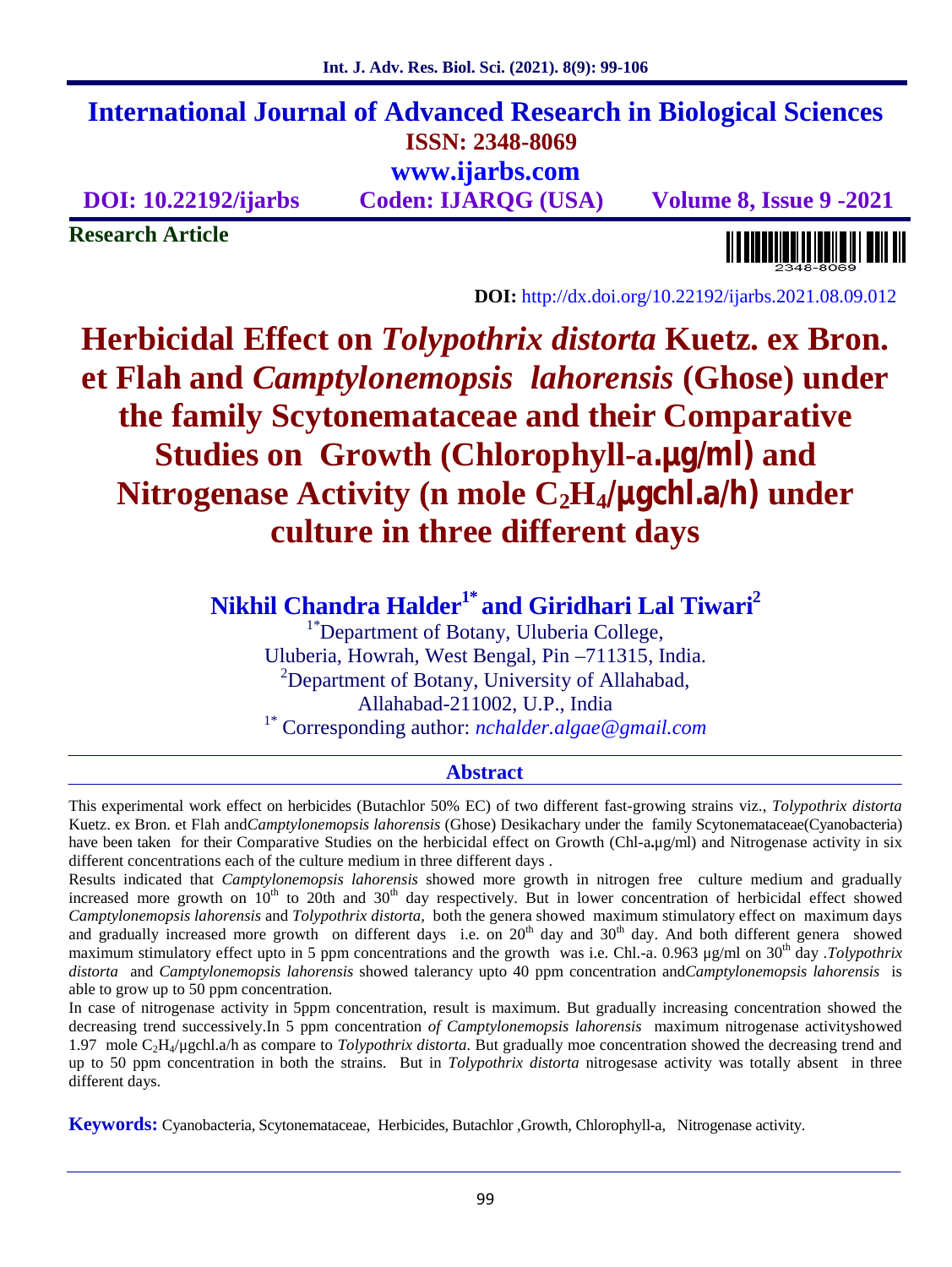# International Journal of Advanced Research in Biological Sciences

**ISSN: 2348-8069**

**www.ijarbs.com**

**DOI: 10.22192/ijarbs** **Coden: IJARQG (USA)** **Volume 8, Issue 9 -2021**

**Research Article**

**DOI:** http://dx.doi.org/10.22192/ijarbs.2021.08.09.012

# Herbicidal Effect on *Tolypothrix distorta* Kuetz. ex Bron. et Flah and *Camptylonemopsis lahorensis* (Ghose) under the family Scytonemataceae and their Comparative Studies on Growth (Chlorophyll-a.µg/ml) and Nitrogenase Activity (n mole $C_2H_4$/µgchl.a/h) under culture in three different days

**Nikhil Chandra Halder[1*] and Giridhari Lal Tiwari[2]**

[1*]Department of Botany, Uluberia College, Uluberia, Howrah, West Bengal, Pin –711315, India.
[2]Department of Botany, University of Allahabad, Allahabad-211002, U.P., India
[1*] Corresponding author: *nchalder.algae@gmail.com*

## Abstract

This experimental work effect on herbicides (Butachlor 50% EC) of two different fast-growing strains viz., *Tolypothrix distorta* Kuetz. ex Bron. et Flah and*Camptylonemopsis lahorensis* (Ghose) Desikachary under the family Scytonemataceae(Cyanobacteria) have been taken for their Comparative Studies on the herbicidal effect on Growth (Chl-a.µg/ml) and Nitrogenase activity in six different concentrations each of the culture medium in three different days .

Results indicated that *Camptylonemopsis lahorensis* showed more growth in nitrogen free culture medium and gradually increased more growth on 10th to 20th and 30th day respectively. But in lower concentration of herbicidal effect showed *Camptylonemopsis lahorensis* and *Tolypothrix distorta,* both the genera showed maximum stimulatory effect on maximum days and gradually increased more growth on different days i.e. on 20th day and 30th day. And both different genera showed maximum stimulatory effect upto in 5 ppm concentrations and the growth was i.e. Chl.-a. 0.963 µg/ml on 30th day .*Tolypothrix distorta* and *Camptylonemopsis lahorensis* showed talerancy upto 40 ppm concentration and*Camptylonemopsis lahorensis* is able to grow up to 50 ppm concentration.

In case of nitrogenase activity in 5ppm concentration, result is maximum. But gradually increasing concentration showed the decreasing trend successively.In 5 ppm concentration *of Camptylonemopsis lahorensis* maximum nitrogenase activityshowed 1.97 mole $C_2H_4$/µgchl.a/h as compare to *Tolypothrix distorta*. But gradually moe concentration showed the decreasing trend and up to 50 ppm concentration in both the strains. But in *Tolypothrix distorta* nitrogesase activity was totally absent in three different days.

**Keywords:** Cyanobacteria, Scytonemataceae, Herbicides, Butachlor ,Growth, Chlorophyll-a, Nitrogenase activity.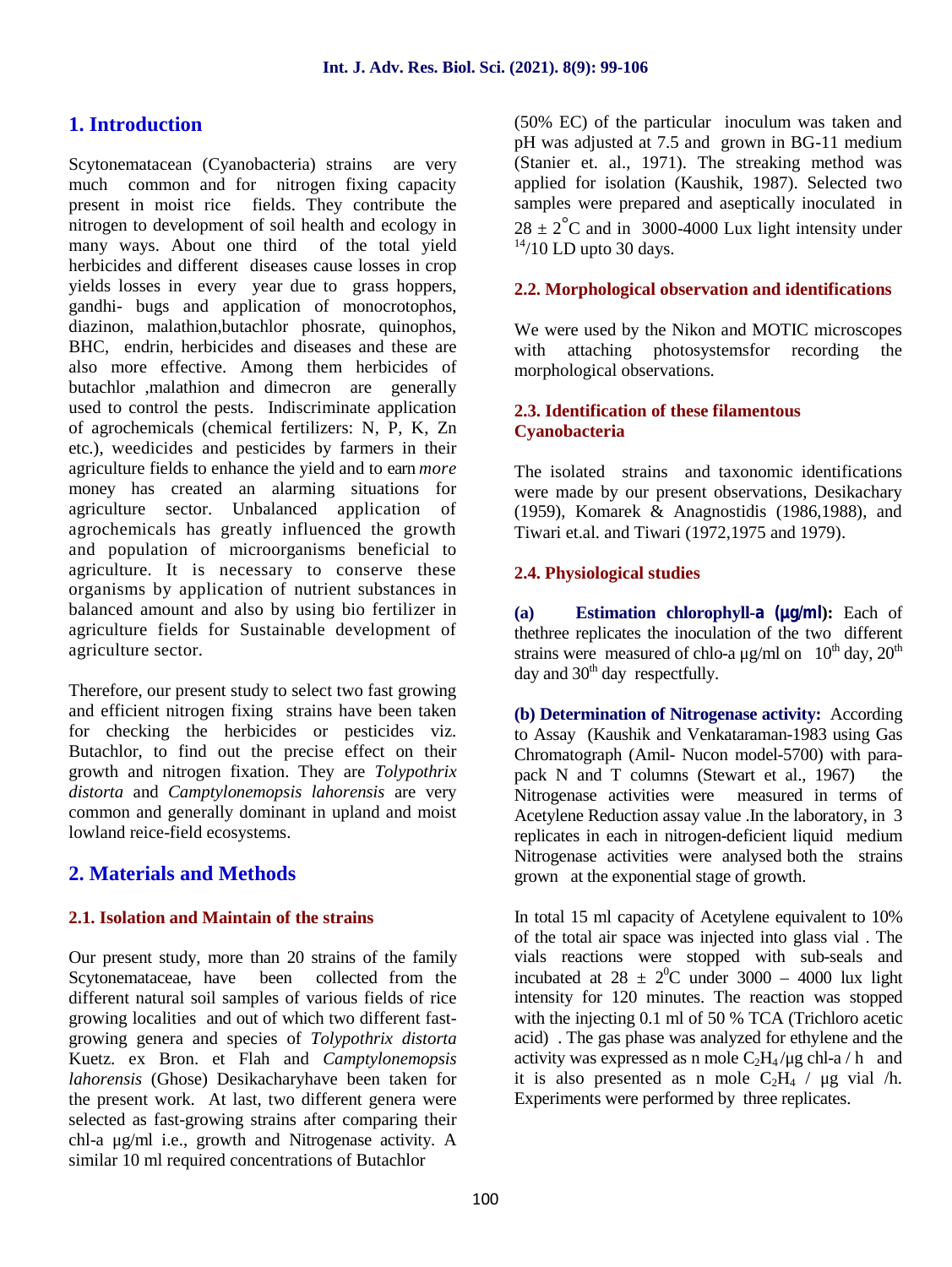## 1. Introduction

Scytonematacean (Cyanobacteria) strains are very much common and for nitrogen fixing capacity present in moist rice fields. They contribute the nitrogen to development of soil health and ecology in many ways. About one third of the total yield herbicides and different diseases cause losses in crop yields losses in every year due to grass hoppers, gandhi- bugs and application of monocrotophos, diazinon, malathion,butachlor phosrate, quinophos, BHC, endrin, herbicides and diseases and these are also more effective. Among them herbicides of butachlor ,malathion and dimecron are generally used to control the pests. Indiscriminate application of agrochemicals (chemical fertilizers: N, P, K, Zn etc.), weedicides and pesticides by farmers in their agriculture fields to enhance the yield and to earn *more* money has created an alarming situations for agriculture sector. Unbalanced application of agrochemicals has greatly influenced the growth and population of microorganisms beneficial to agriculture. It is necessary to conserve these organisms by application of nutrient substances in balanced amount and also by using bio fertilizer in agriculture fields for Sustainable development of agriculture sector.

Therefore, our present study to select two fast growing and efficient nitrogen fixing strains have been taken for checking the herbicides or pesticides viz. Butachlor, to find out the precise effect on their growth and nitrogen fixation. They are *Tolypothrix distorta* and *Camptylonemopsis lahorensis* are very common and generally dominant in upland and moist lowland reice-field ecosystems.

## 2. Materials and Methods

### 2.1. Isolation and Maintain of the strains

Our present study, more than 20 strains of the family Scytonemataceae, have been collected from the different natural soil samples of various fields of rice growing localities and out of which two different fast-growing genera and species of *Tolypothrix distorta* Kuetz. ex Bron. et Flah and *Camptylonemopsis lahorensis* (Ghose) Desikacharyhave been taken for the present work. At last, two different genera were selected as fast-growing strains after comparing their chl-a µg/ml i.e., growth and Nitrogenase activity. A similar 10 ml required concentrations of Butachlor (50% EC) of the particular inoculum was taken and pH was adjusted at 7.5 and grown in BG-11 medium (Stanier et. al., 1971). The streaking method was applied for isolation (Kaushik, 1987). Selected two samples were prepared and aseptically inoculated in $28 \pm 2^{\circ}$C and in 3000-4000 Lux light intensity under $^{14}$/10 LD upto 30 days.

### 2.2. Morphological observation and identifications

We were used by the Nikon and MOTIC microscopes with attaching photosystemsfor recording the morphological observations.

### 2.3. Identification of these filamentous Cyanobacteria

The isolated strains and taxonomic identifications were made by our present observations, Desikachary (1959), Komarek & Anagnostidis (1986,1988), and Tiwari et.al. and Tiwari (1972,1975 and 1979).

### 2.4. Physiological studies

**(a) Estimation chlorophyll-a (µg/ml):** Each of thethree replicates the inoculation of the two different strains were measured of chlo-a µg/ml on $10^{th}$ day, $20^{th}$ day and $30^{th}$ day respectfully.

**(b) Determination of Nitrogenase activity:** According to Assay (Kaushik and Venkataraman-1983 using Gas Chromatograph (Amil- Nucon model-5700) with para-pack N and T columns (Stewart et al., 1967) the Nitrogenase activities were measured in terms of Acetylene Reduction assay value .In the laboratory, in 3 replicates in each in nitrogen-deficient liquid medium Nitrogenase activities were analysed both the strains grown at the exponential stage of growth.

In total 15 ml capacity of Acetylene equivalent to 10% of the total air space was injected into glass vial . The vials reactions were stopped with sub-seals and incubated at $28 \pm 2^{0}$C under 3000 – 4000 lux light intensity for 120 minutes. The reaction was stopped with the injecting 0.1 ml of 50 % TCA (Trichloro acetic acid) . The gas phase was analyzed for ethylene and the activity was expressed as n mole $C_2H_4$/µg chl-a / h and it is also presented as n mole $C_2H_4$ / µg vial /h. Experiments were performed by three replicates.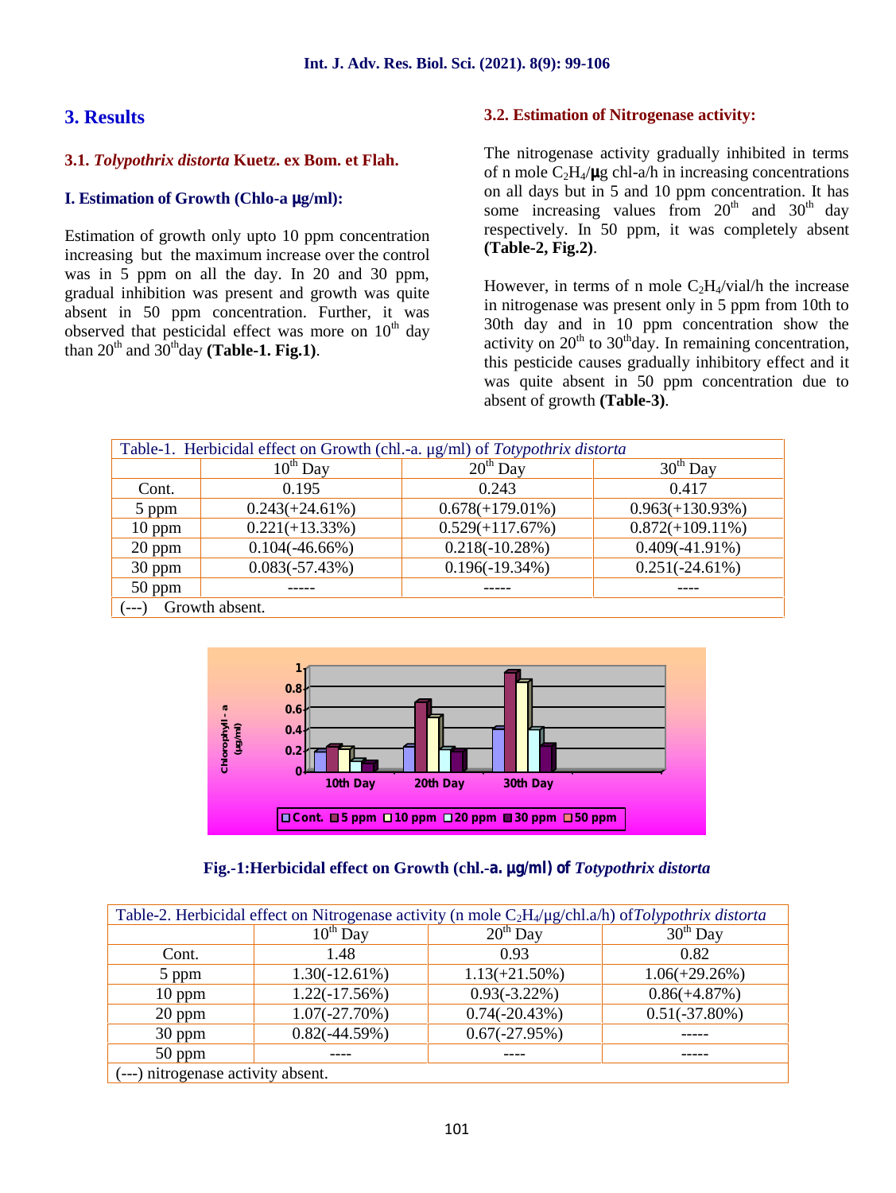## 3. Results

### 3.1. *Tolypothrix distorta* Kuetz. ex Bom. et Flah.

#### I. Estimation of Growth (Chlo-a µg/ml):

Estimation of growth only upto 10 ppm concentration increasing but the maximum increase over the control was in 5 ppm on all the day. In 20 and 30 ppm, gradual inhibition was present and growth was quite absent in 50 ppm concentration. Further, it was observed that pesticidal effect was more on 10th day than 20th and 30th day **(Table-1. Fig.1)**.

### 3.2. Estimation of Nitrogenase activity:

The nitrogenase activity gradually inhibited in terms of n mole $C_2H_4$/µg chl-a/h in increasing concentrations on all days but in 5 and 10 ppm concentration. It has some increasing values from 20th and 30th day respectively. In 50 ppm, it was completely absent **(Table-2, Fig.2)**.

However, in terms of n mole $C_2H_4$/vial/h the increase in nitrogenase was present only in 5 ppm from 10th to 30th day and in 10 ppm concentration show the activity on 20th to 30th day. In remaining concentration, this pesticide causes gradually inhibitory effect and it was quite absent in 50 ppm concentration due to absent of growth **(Table-3)**.

Table-1. Herbicidal effect on Growth (chl.-a. µg/ml) of *Totypothrix distorta*

| | 10th Day | 20th Day | 30th Day |
|---|---|---|---|
| Cont. | 0.195 | 0.243 | 0.417 |
| 5 ppm | 0.243(+24.61%) | 0.678(+179.01%) | 0.963(+130.93%) |
| 10 ppm | 0.221(+13.33%) | 0.529(+117.67%) | 0.872(+109.11%) |
| 20 ppm | 0.104(-46.66%) | 0.218(-10.28%) | 0.409(-41.91%) |
| 30 ppm | 0.083(-57.43%) | 0.196(-19.34%) | 0.251(-24.61%) |
| 50 ppm | ----- | ----- | ---- |

(---) Growth absent.

Fig.-1:Herbicidal effect on Growth (chl.-a. µg/ml) of *Totypothrix distorta*

Table-2. Herbicidal effect on Nitrogenase activity (n mole $C_2H_4$/µg/chl.a/h) of *Tolypothrix distorta*

| | 10th Day | 20th Day | 30th Day |
|---|---|---|---|
| Cont. | 1.48 | 0.93 | 0.82 |
| 5 ppm | 1.30(-12.61%) | 1.13(+21.50%) | 1.06(+29.26%) |
| 10 ppm | 1.22(-17.56%) | 0.93(-3.22%) | 0.86(+4.87%) |
| 20 ppm | 1.07(-27.70%) | 0.74(-20.43%) | 0.51(-37.80%) |
| 30 ppm | 0.82(-44.59%) | 0.67(-27.95%) | ----- |
| 50 ppm | ---- | ---- | ----- |

(---) nitrogenase activity absent.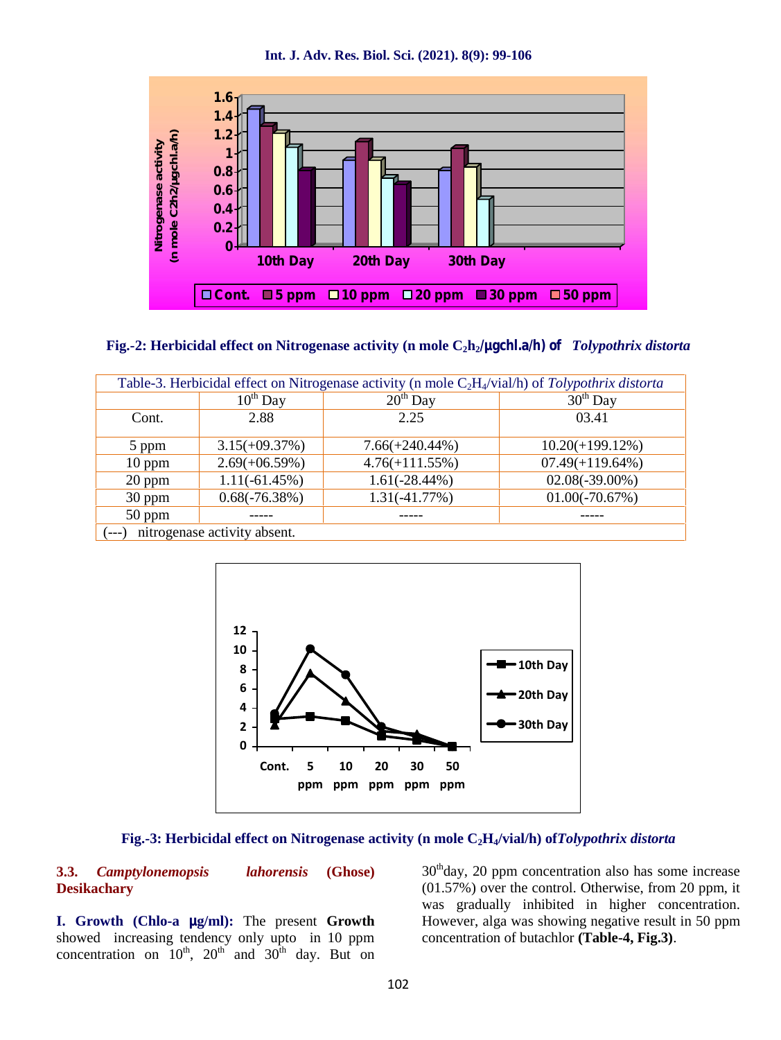Fig.-2: Herbicidal effect on Nitrogenase activity (n mole $C_2h_2$/µgchl.a/h) of *Tolypothrix distorta*

| Table-3. Herbicidal effect on Nitrogenase activity (n mole $C_2H_4$/vial/h) of *Tolypothrix distorta* | | | |
|---|---|---|---|
| | 10[th] Day | 20[th] Day | 30[th] Day |
| Cont. | 2.88 | 2.25 | 03.41 |
| 5 ppm | 3.15(+09.37%) | 7.66(+240.44%) | 10.20(+199.12%) |
| 10 ppm | 2.69(+06.59%) | 4.76(+111.55%) | 07.49(+119.64%) |
| 20 ppm | 1.11(-61.45%) | 1.61(-28.44%) | 02.08(-39.00%) |
| 30 ppm | 0.68(-76.38%) | 1.31(-41.77%) | 01.00(-70.67%) |
| 50 ppm | ----- | ----- | ----- |
| (---) nitrogenase activity absent. | | | |

Fig.-3: Herbicidal effect on Nitrogenase activity (n mole $C_2H_4$/vial/h) of *Tolypothrix distorta*

### 3.3. *Camptylonemopsis lahorensis* (Ghose) Desikachary

**I. Growth (Chlo-a µg/ml):** The present **Growth** showed increasing tendency only upto in 10 ppm concentration on 10[th], 20[th] and 30[th] day. But on 30[th]day, 20 ppm concentration also has some increase (01.57%) over the control. Otherwise, from 20 ppm, it was gradually inhibited in higher concentration. However, alga was showing negative result in 50 ppm concentration of butachlor **(Table-4, Fig.3)**.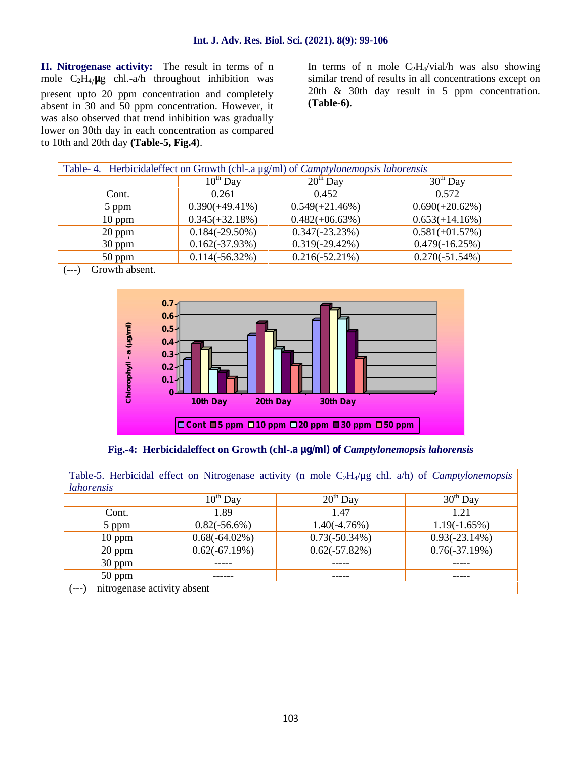**II. Nitrogenase activity:** The result in terms of n mole $C_2H_4$/µg chl.-a/h throughout inhibition was present upto 20 ppm concentration and completely absent in 30 and 50 ppm concentration. However, it was also observed that trend inhibition was gradually lower on 30th day in each concentration as compared to 10th and 20th day **(Table-5, Fig.4)**.

In terms of n mole $C_2H_4$/vial/h was also showing similar trend of results in all concentrations except on 20th & 30th day result in 5 ppm concentration. **(Table-6)**.

Table- 4. Herbicidaleffect on Growth (chl-.a µg/ml) of *Camptylonemopsis lahorensis*

| | 10th Day | 20th Day | 30th Day |
|---|---|---|---|
| Cont. | 0.261 | 0.452 | 0.572 |
| 5 ppm | 0.390(+49.41%) | 0.549(+21.46%) | 0.690(+20.62%) |
| 10 ppm | 0.345(+32.18%) | 0.482(+06.63%) | 0.653(+14.16%) |
| 20 ppm | 0.184(-29.50%) | 0.347(-23.23%) | 0.581(+01.57%) |
| 30 ppm | 0.162(-37.93%) | 0.319(-29.42%) | 0.479(-16.25%) |
| 50 ppm | 0.114(-56.32%) | 0.216(-52.21%) | 0.270(-51.54%) |

(---) Growth absent.

**Fig.-4: Herbicidaleffect on Growth (chl-.a µg/ml) of *Camptylonemopsis lahorensis***

Table-5. Herbicidal effect on Nitrogenase activity (n mole $C_2H_4$/µg chl. a/h) of *Camptylonemopsis lahorensis*

| | 10th Day | 20th Day | 30th Day |
|---|---|---|---|
| Cont. | 1.89 | 1.47 | 1.21 |
| 5 ppm | 0.82(-56.6%) | 1.40(-4.76%) | 1.19(-1.65%) |
| 10 ppm | 0.68(-64.02%) | 0.73(-50.34%) | 0.93(-23.14%) |
| 20 ppm | 0.62(-67.19%) | 0.62(-57.82%) | 0.76(-37.19%) |
| 30 ppm | ----- | ----- | ----- |
| 50 ppm | ------ | ----- | ----- |

(---) nitrogenase activity absent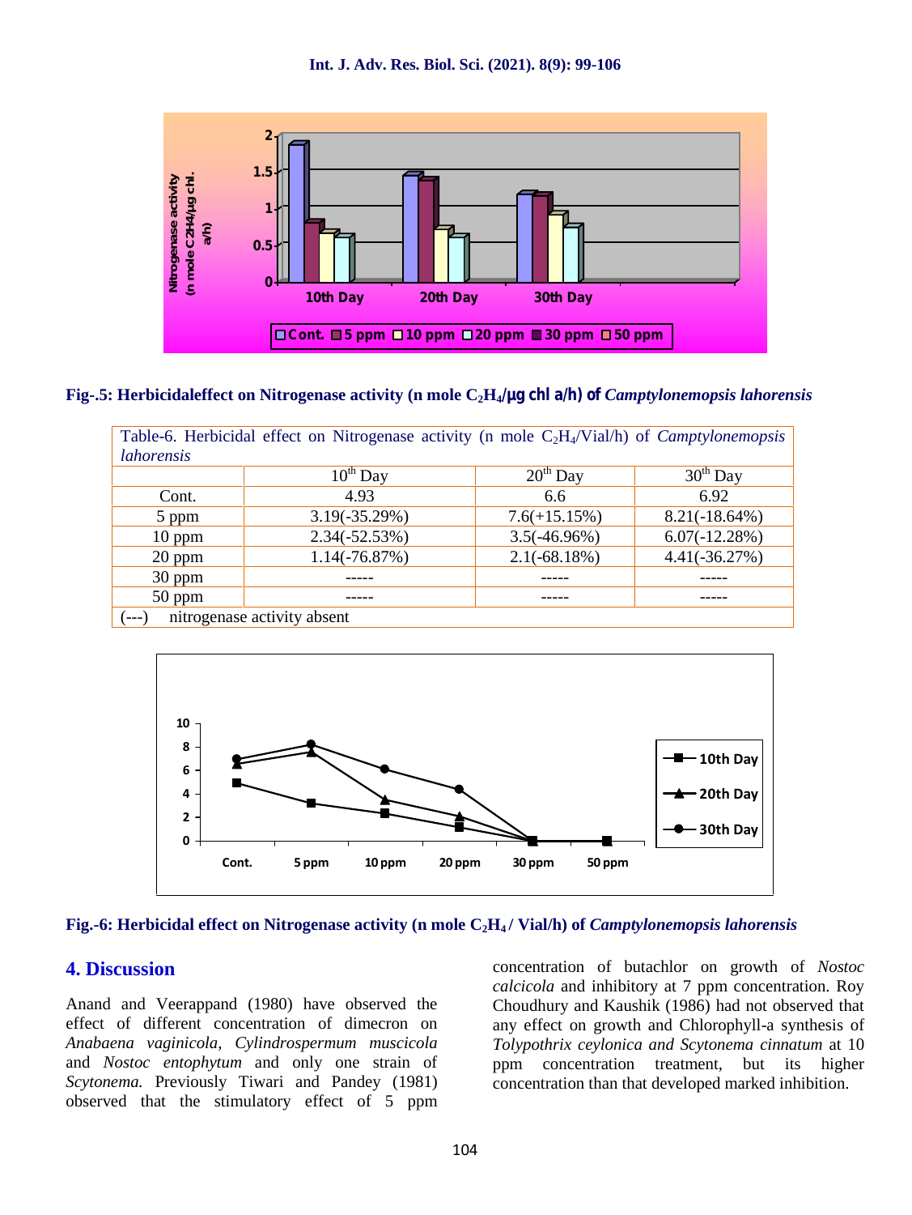**Fig-.5: Herbicidaleffect on Nitrogenase activity (n mole $C_2H_4$/µg chl a/h) of *Camptylonemopsis lahorensis***

Table-6. Herbicidal effect on Nitrogenase activity (n mole $C_2H_4$/Vial/h) of *Camptylonemopsis lahorensis*

| | $10^{th}$ Day | $20^{th}$ Day | $30^{th}$ Day |
|---|---|---|---|
| Cont. | 4.93 | 6.6 | 6.92 |
| 5 ppm | 3.19(-35.29%) | 7.6(+15.15%) | 8.21(-18.64%) |
| 10 ppm | 2.34(-52.53%) | 3.5(-46.96%) | 6.07(-12.28%) |
| 20 ppm | 1.14(-76.87%) | 2.1(-68.18%) | 4.41(-36.27%) |
| 30 ppm | ----- | ----- | ----- |
| 50 ppm | ----- | ----- | ----- |
| (---) nitrogenase activity absent | | | |

**Fig.-6: Herbicidal effect on Nitrogenase activity (n mole $C_2H_4$ / Vial/h) of *Camptylonemopsis lahorensis***

## 4. Discussion

Anand and Veerappand (1980) have observed the effect of different concentration of dimecron on *Anabaena vaginicola, Cylindrospermum muscicola* and *Nostoc entophytum* and only one strain of *Scytonema.* Previously Tiwari and Pandey (1981) observed that the stimulatory effect of 5 ppm concentration of butachlor on growth of *Nostoc calcicola* and inhibitory at 7 ppm concentration. Roy Choudhury and Kaushik (1986) had not observed that any effect on growth and Chlorophyll-a synthesis of *Tolypothrix ceylonica and Scytonema cinnatum* at 10 ppm concentration treatment, but its higher concentration than that developed marked inhibition.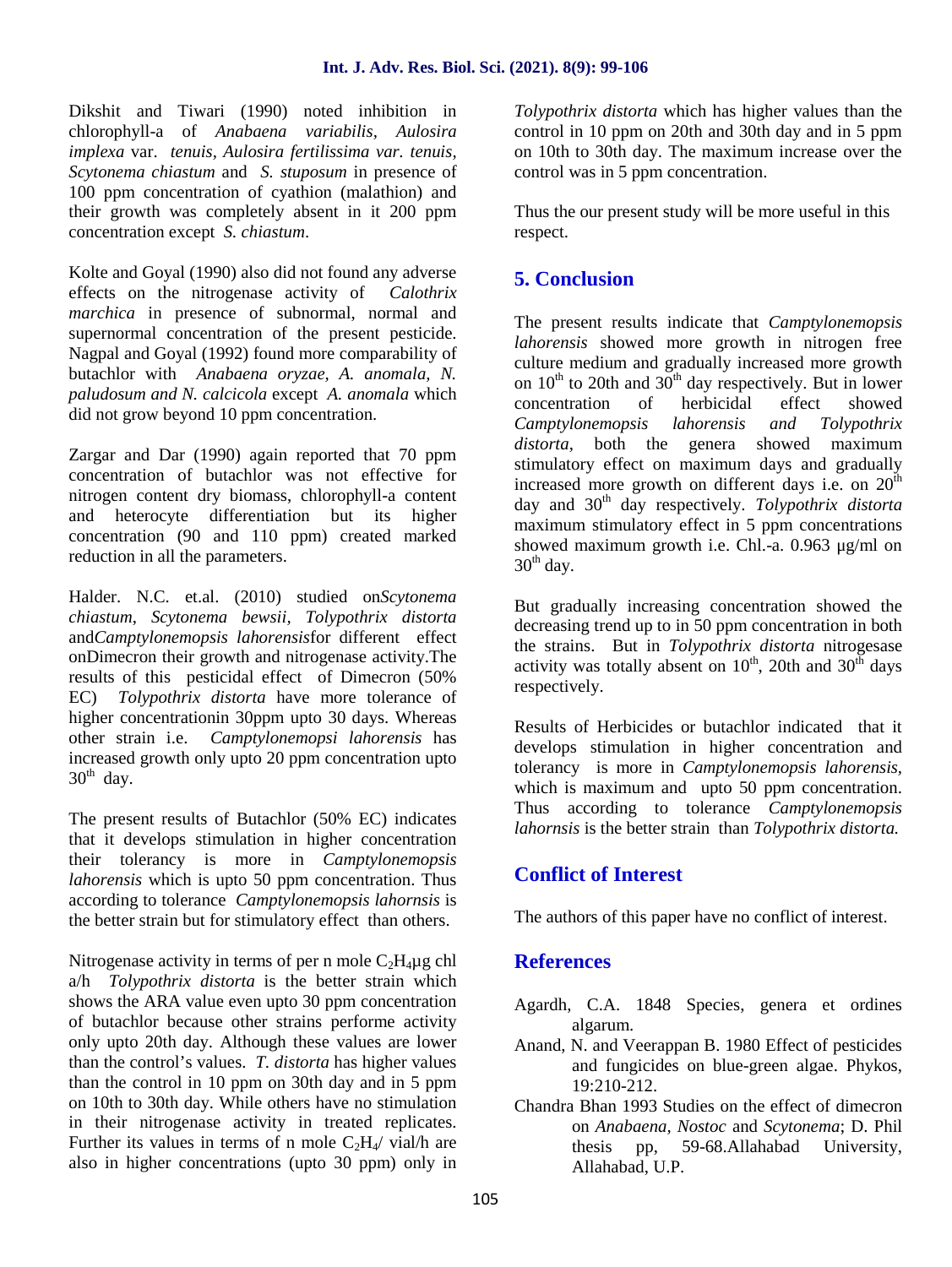Dikshit and Tiwari (1990) noted inhibition in chlorophyll-a of *Anabaena variabilis, Aulosira implexa* var. *tenuis, Aulosira fertilissima var. tenuis, Scytonema chiastum* and *S. stuposum* in presence of 100 ppm concentration of cyathion (malathion) and their growth was completely absent in it 200 ppm concentration except *S. chiastum*.

Kolte and Goyal (1990) also did not found any adverse effects on the nitrogenase activity of *Calothrix marchica* in presence of subnormal, normal and supernormal concentration of the present pesticide. Nagpal and Goyal (1992) found more comparability of butachlor with *Anabaena oryzae, A. anomala, N. paludosum and N. calcicola* except *A. anomala* which did not grow beyond 10 ppm concentration.

Zargar and Dar (1990) again reported that 70 ppm concentration of butachlor was not effective for nitrogen content dry biomass, chlorophyll-a content and heterocyte differentiation but its higher concentration (90 and 110 ppm) created marked reduction in all the parameters.

Halder. N.C. et.al. (2010) studied on*Scytonema chiastum, Scytonema bewsii, Tolypothrix distorta* and*Camptylonemopsis lahorensis*for different effect onDimecron their growth and nitrogenase activity.The results of this pesticidal effect of Dimecron (50% EC) *Tolypothrix distorta* have more tolerance of higher concentrationin 30ppm upto 30 days. Whereas other strain i.e. *Camptylonemopsi lahorensis* has increased growth only upto 20 ppm concentration upto $30^{th}$ day.

The present results of Butachlor (50% EC) indicates that it develops stimulation in higher concentration their tolerancy is more in *Camptylonemopsis lahorensis* which is upto 50 ppm concentration. Thus according to tolerance *Camptylonemopsis lahornsis* is the better strain but for stimulatory effect than others.

Nitrogenase activity in terms of per n mole $C_2H_4$µg chl a/h *Tolypothrix distorta* is the better strain which shows the ARA value even upto 30 ppm concentration of butachlor because other strains performe activity only upto 20th day. Although these values are lower than the control's values. *T. distorta* has higher values than the control in 10 ppm on 30th day and in 5 ppm on 10th to 30th day. While others have no stimulation in their nitrogenase activity in treated replicates. Further its values in terms of n mole $C_2H_4$/ vial/h are also in higher concentrations (upto 30 ppm) only in *Tolypothrix distorta* which has higher values than the control in 10 ppm on 20th and 30th day and in 5 ppm on 10th to 30th day. The maximum increase over the control was in 5 ppm concentration.

Thus the our present study will be more useful in this respect.

## 5. Conclusion

The present results indicate that *Camptylonemopsis lahorensis* showed more growth in nitrogen free culture medium and gradually increased more growth on $10^{th}$ to 20th and $30^{th}$ day respectively. But in lower concentration of herbicidal effect showed *Camptylonemopsis lahorensis and Tolypothrix distorta*, both the genera showed maximum stimulatory effect on maximum days and gradually increased more growth on different days i.e. on $20^{th}$ day and $30^{th}$ day respectively. *Tolypothrix distorta* maximum stimulatory effect in 5 ppm concentrations showed maximum growth i.e. Chl.-a. 0.963 µg/ml on $30^{th}$ day.

But gradually increasing concentration showed the decreasing trend up to in 50 ppm concentration in both the strains. But in *Tolypothrix distorta* nitrogesase activity was totally absent on $10^{th}$, 20th and $30^{th}$ days respectively.

Results of Herbicides or butachlor indicated that it develops stimulation in higher concentration and tolerancy is more in *Camptylonemopsis lahorensis,* which is maximum and upto 50 ppm concentration. Thus according to tolerance *Camptylonemopsis lahornsis* is the better strain than *Tolypothrix distorta.*

## Conflict of Interest

The authors of this paper have no conflict of interest.

## References

- Agardh, C.A. 1848 Species, genera et ordines algarum.
- Anand, N. and Veerappan B. 1980 Effect of pesticides and fungicides on blue-green algae. Phykos, 19:210-212.
- Chandra Bhan 1993 Studies on the effect of dimecron on *Anabaena, Nostoc* and *Scytonema*; D. Phil thesis pp, 59-68.Allahabad University, Allahabad, U.P.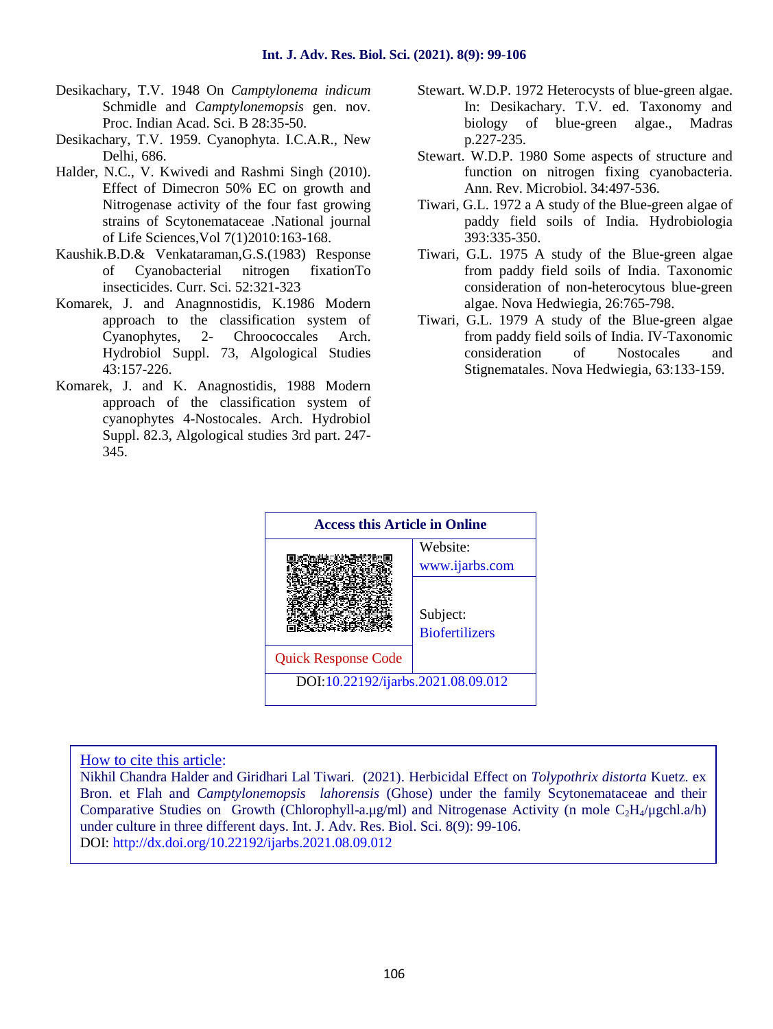Desikachary, T.V. 1948 On *Camptylonema indicum* Schmidle and *Camptylonemopsis* gen. nov. Proc. Indian Acad. Sci. B 28:35-50.

Desikachary, T.V. 1959. Cyanophyta. I.C.A.R., New Delhi, 686.

Halder, N.C., V. Kwivedi and Rashmi Singh (2010). Effect of Dimecron 50% EC on growth and Nitrogenase activity of the four fast growing strains of Scytonemataceae .National journal of Life Sciences,Vol 7(1)2010:163-168.

Kaushik.B.D.& Venkataraman,G.S.(1983) Response of Cyanobacterial nitrogen fixationTo insecticides. Curr. Sci. 52:321-323

Komarek, J. and Anagnnostidis, K.1986 Modern approach to the classification system of Cyanophytes, 2- Chroococcales Arch. Hydrobiol Suppl. 73, Algological Studies 43:157-226.

Komarek, J. and K. Anagnostidis, 1988 Modern approach of the classification system of cyanophytes 4-Nostocales. Arch. Hydrobiol Suppl. 82.3, Algological studies 3rd part. 247-345.

Stewart. W.D.P. 1972 Heterocysts of blue-green algae. In: Desikachary. T.V. ed. Taxonomy and biology of blue-green algae., Madras p.227-235.

Stewart. W.D.P. 1980 Some aspects of structure and function on nitrogen fixing cyanobacteria. Ann. Rev. Microbiol. 34:497-536.

Tiwari, G.L. 1972 a A study of the Blue-green algae of paddy field soils of India. Hydrobiologia 393:335-350.

Tiwari, G.L. 1975 A study of the Blue-green algae from paddy field soils of India. Taxonomic consideration of non-heterocytous blue-green algae. Nova Hedwiegia, 26:765-798.

Tiwari, G.L. 1979 A study of the Blue-green algae from paddy field soils of India. IV-Taxonomic consideration of Nostocales and Stignematales. Nova Hedwiegia, 63:133-159.

| Access this Article in Online | |
|---|---|
| | Website: www.ijarbs.com |
| | Subject: Biofertilizers |
| Quick Response Code | |
| DOI:10.22192/ijarbs.2021.08.09.012 | |

How to cite this article:

Nikhil Chandra Halder and Giridhari Lal Tiwari. (2021). Herbicidal Effect on *Tolypothrix distorta* Kuetz. ex Bron. et Flah and *Camptylonemopsis lahorensis* (Ghose) under the family Scytonemataceae and their Comparative Studies on Growth (Chlorophyll-a.µg/ml) and Nitrogenase Activity (n mole $C_2H_4$/µgchl.a/h) under culture in three different days. Int. J. Adv. Res. Biol. Sci. 8(9): 99-106.

DOI: http://dx.doi.org/10.22192/ijarbs.2021.08.09.012